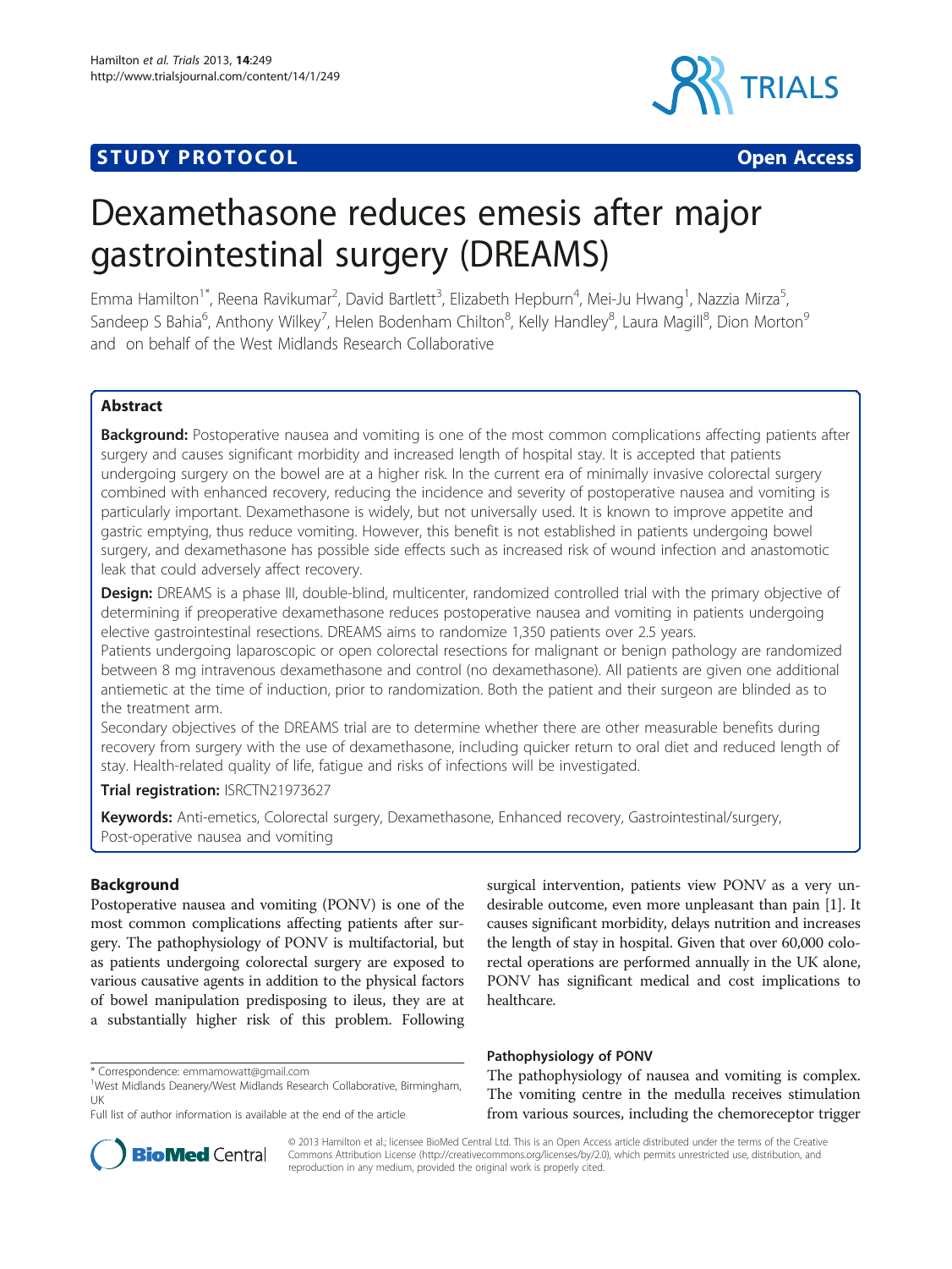STUDY PROTOCOL | Open Access

# Dexamethasone reduces emesis after major gastrointestinal surgery (DREAMS)

Emma Hamilton[1*], Reena Ravikumar[2], David Bartlett[3], Elizabeth Hepburn[4], Mei-Ju Hwang[1], Nazzia Mirza[5], Sandeep S Bahia[6], Anthony Wilkey[7], Helen Bodenham Chilton[8], Kelly Handley[8], Laura Magill[8], Dion Morton[9] and on behalf of the West Midlands Research Collaborative

## Abstract

**Background:** Postoperative nausea and vomiting is one of the most common complications affecting patients after surgery and causes significant morbidity and increased length of hospital stay. It is accepted that patients undergoing surgery on the bowel are at a higher risk. In the current era of minimally invasive colorectal surgery combined with enhanced recovery, reducing the incidence and severity of postoperative nausea and vomiting is particularly important. Dexamethasone is widely, but not universally used. It is known to improve appetite and gastric emptying, thus reduce vomiting. However, this benefit is not established in patients undergoing bowel surgery, and dexamethasone has possible side effects such as increased risk of wound infection and anastomotic leak that could adversely affect recovery.

**Design:** DREAMS is a phase III, double-blind, multicenter, randomized controlled trial with the primary objective of determining if preoperative dexamethasone reduces postoperative nausea and vomiting in patients undergoing elective gastrointestinal resections. DREAMS aims to randomize 1,350 patients over 2.5 years.

Patients undergoing laparoscopic or open colorectal resections for malignant or benign pathology are randomized between 8 mg intravenous dexamethasone and control (no dexamethasone). All patients are given one additional antiemetic at the time of induction, prior to randomization. Both the patient and their surgeon are blinded as to the treatment arm.

Secondary objectives of the DREAMS trial are to determine whether there are other measurable benefits during recovery from surgery with the use of dexamethasone, including quicker return to oral diet and reduced length of stay. Health-related quality of life, fatigue and risks of infections will be investigated.

**Trial registration:** ISRCTN21973627

**Keywords:** Anti-emetics, Colorectal surgery, Dexamethasone, Enhanced recovery, Gastrointestinal/surgery, Post-operative nausea and vomiting

## Background

Postoperative nausea and vomiting (PONV) is one of the most common complications affecting patients after surgery. The pathophysiology of PONV is multifactorial, but as patients undergoing colorectal surgery are exposed to various causative agents in addition to the physical factors of bowel manipulation predisposing to ileus, they are at a substantially higher risk of this problem. Following surgical intervention, patients view PONV as a very undesirable outcome, even more unpleasant than pain [1]. It causes significant morbidity, delays nutrition and increases the length of stay in hospital. Given that over 60,000 colorectal operations are performed annually in the UK alone, PONV has significant medical and cost implications to healthcare.

### Pathophysiology of PONV

The pathophysiology of nausea and vomiting is complex. The vomiting centre in the medulla receives stimulation from various sources, including the chemoreceptor trigger

\* Correspondence: emmamowatt@gmail.com
[1]West Midlands Deanery/West Midlands Research Collaborative, Birmingham, UK
Full list of author information is available at the end of the article

© 2013 Hamilton et al.; licensee BioMed Central Ltd. This is an Open Access article distributed under the terms of the Creative Commons Attribution License (http://creativecommons.org/licenses/by/2.0), which permits unrestricted use, distribution, and reproduction in any medium, provided the original work is properly cited.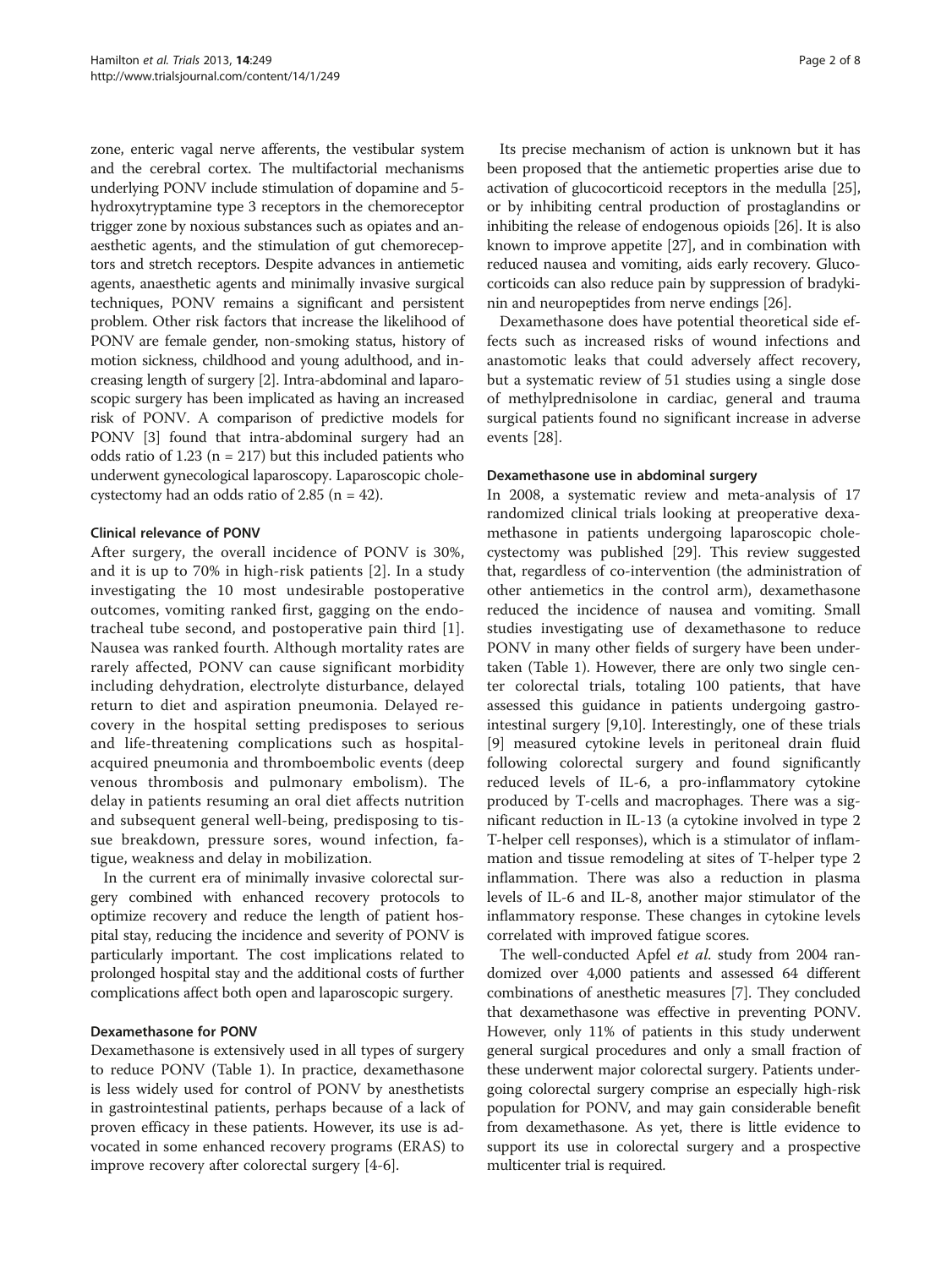zone, enteric vagal nerve afferents, the vestibular system and the cerebral cortex. The multifactorial mechanisms underlying PONV include stimulation of dopamine and 5-hydroxytryptamine type 3 receptors in the chemoreceptor trigger zone by noxious substances such as opiates and anaesthetic agents, and the stimulation of gut chemoreceptors and stretch receptors. Despite advances in antiemetic agents, anaesthetic agents and minimally invasive surgical techniques, PONV remains a significant and persistent problem. Other risk factors that increase the likelihood of PONV are female gender, non-smoking status, history of motion sickness, childhood and young adulthood, and increasing length of surgery [2]. Intra-abdominal and laparoscopic surgery has been implicated as having an increased risk of PONV. A comparison of predictive models for PONV [3] found that intra-abdominal surgery had an odds ratio of 1.23 (n = 217) but this included patients who underwent gynecological laparoscopy. Laparoscopic cholecystectomy had an odds ratio of 2.85 (n = 42).

### Clinical relevance of PONV

After surgery, the overall incidence of PONV is 30%, and it is up to 70% in high-risk patients [2]. In a study investigating the 10 most undesirable postoperative outcomes, vomiting ranked first, gagging on the endotracheal tube second, and postoperative pain third [1]. Nausea was ranked fourth. Although mortality rates are rarely affected, PONV can cause significant morbidity including dehydration, electrolyte disturbance, delayed return to diet and aspiration pneumonia. Delayed recovery in the hospital setting predisposes to serious and life-threatening complications such as hospital-acquired pneumonia and thromboembolic events (deep venous thrombosis and pulmonary embolism). The delay in patients resuming an oral diet affects nutrition and subsequent general well-being, predisposing to tissue breakdown, pressure sores, wound infection, fatigue, weakness and delay in mobilization.

In the current era of minimally invasive colorectal surgery combined with enhanced recovery protocols to optimize recovery and reduce the length of patient hospital stay, reducing the incidence and severity of PONV is particularly important. The cost implications related to prolonged hospital stay and the additional costs of further complications affect both open and laparoscopic surgery.

### Dexamethasone for PONV

Dexamethasone is extensively used in all types of surgery to reduce PONV (Table 1). In practice, dexamethasone is less widely used for control of PONV by anesthetists in gastrointestinal patients, perhaps because of a lack of proven efficacy in these patients. However, its use is advocated in some enhanced recovery programs (ERAS) to improve recovery after colorectal surgery [4-6].

Its precise mechanism of action is unknown but it has been proposed that the antiemetic properties arise due to activation of glucocorticoid receptors in the medulla [25], or by inhibiting central production of prostaglandins or inhibiting the release of endogenous opioids [26]. It is also known to improve appetite [27], and in combination with reduced nausea and vomiting, aids early recovery. Glucocorticoids can also reduce pain by suppression of bradykinin and neuropeptides from nerve endings [26].

Dexamethasone does have potential theoretical side effects such as increased risks of wound infections and anastomotic leaks that could adversely affect recovery, but a systematic review of 51 studies using a single dose of methylprednisolone in cardiac, general and trauma surgical patients found no significant increase in adverse events [28].

### Dexamethasone use in abdominal surgery

In 2008, a systematic review and meta-analysis of 17 randomized clinical trials looking at preoperative dexamethasone in patients undergoing laparoscopic cholecystectomy was published [29]. This review suggested that, regardless of co-intervention (the administration of other antiemetics in the control arm), dexamethasone reduced the incidence of nausea and vomiting. Small studies investigating use of dexamethasone to reduce PONV in many other fields of surgery have been undertaken (Table 1). However, there are only two single center colorectal trials, totaling 100 patients, that have assessed this guidance in patients undergoing gastrointestinal surgery [9,10]. Interestingly, one of these trials [9] measured cytokine levels in peritoneal drain fluid following colorectal surgery and found significantly reduced levels of IL-6, a pro-inflammatory cytokine produced by T-cells and macrophages. There was a significant reduction in IL-13 (a cytokine involved in type 2 T-helper cell responses), which is a stimulator of inflammation and tissue remodeling at sites of T-helper type 2 inflammation. There was also a reduction in plasma levels of IL-6 and IL-8, another major stimulator of the inflammatory response. These changes in cytokine levels correlated with improved fatigue scores.

The well-conducted Apfel *et al.* study from 2004 randomized over 4,000 patients and assessed 64 different combinations of anesthetic measures [7]. They concluded that dexamethasone was effective in preventing PONV. However, only 11% of patients in this study underwent general surgical procedures and only a small fraction of these underwent major colorectal surgery. Patients undergoing colorectal surgery comprise an especially high-risk population for PONV, and may gain considerable benefit from dexamethasone. As yet, there is little evidence to support its use in colorectal surgery and a prospective multicenter trial is required.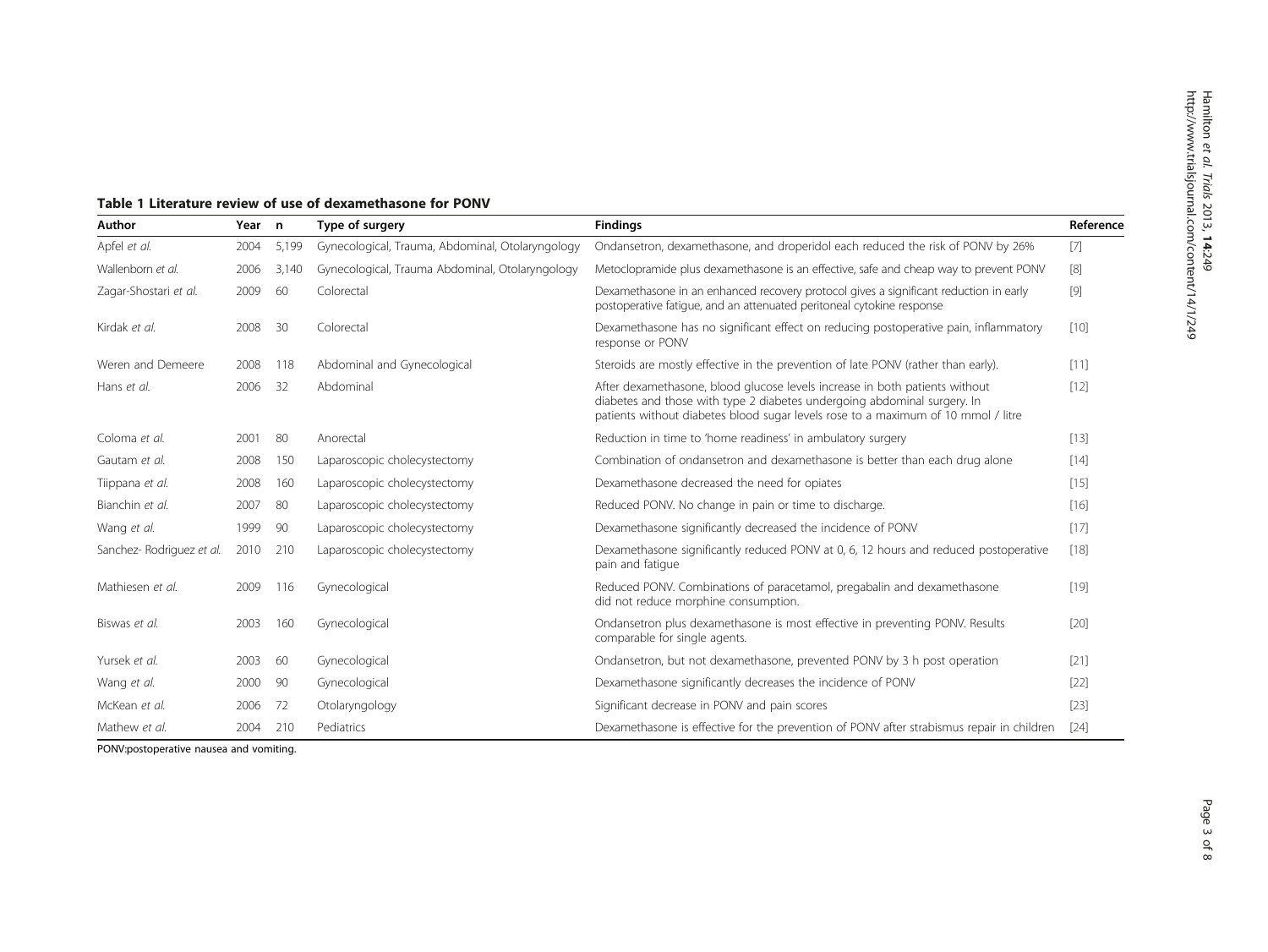**Table 1 Literature review of use of dexamethasone for PONV**

| Author | Year | n | Type of surgery | Findings | Reference |
|---|---|---|---|---|---|
| Apfel *et al.* | 2004 | 5,199 | Gynecological, Trauma, Abdominal, Otolaryngology | Ondansetron, dexamethasone, and droperidol each reduced the risk of PONV by 26% | [7] |
| Wallenborn *et al.* | 2006 | 3,140 | Gynecological, Trauma Abdominal, Otolaryngology | Metoclopramide plus dexamethasone is an effective, safe and cheap way to prevent PONV | [8] |
| Zagar-Shostari *et al.* | 2009 | 60 | Colorectal | Dexamethasone in an enhanced recovery protocol gives a significant reduction in early postoperative fatigue, and an attenuated peritoneal cytokine response | [9] |
| Kirdak *et al.* | 2008 | 30 | Colorectal | Dexamethasone has no significant effect on reducing postoperative pain, inflammatory response or PONV | [10] |
| Weren and Demeere | 2008 | 118 | Abdominal and Gynecological | Steroids are mostly effective in the prevention of late PONV (rather than early). | [11] |
| Hans *et al.* | 2006 | 32 | Abdominal | After dexamethasone, blood glucose levels increase in both patients without diabetes and those with type 2 diabetes undergoing abdominal surgery. In patients without diabetes blood sugar levels rose to a maximum of 10 mmol / litre | [12] |
| Coloma *et al.* | 2001 | 80 | Anorectal | Reduction in time to 'home readiness' in ambulatory surgery | [13] |
| Gautam *et al.* | 2008 | 150 | Laparoscopic cholecystectomy | Combination of ondansetron and dexamethasone is better than each drug alone | [14] |
| Tiippana *et al.* | 2008 | 160 | Laparoscopic cholecystectomy | Dexamethasone decreased the need for opiates | [15] |
| Bianchin *et al.* | 2007 | 80 | Laparoscopic cholecystectomy | Reduced PONV. No change in pain or time to discharge. | [16] |
| Wang *et al.* | 1999 | 90 | Laparoscopic cholecystectomy | Dexamethasone significantly decreased the incidence of PONV | [17] |
| Sanchez- Rodriguez *et al.* | 2010 | 210 | Laparoscopic cholecystectomy | Dexamethasone significantly reduced PONV at 0, 6, 12 hours and reduced postoperative pain and fatigue | [18] |
| Mathiesen *et al.* | 2009 | 116 | Gynecological | Reduced PONV. Combinations of paracetamol, pregabalin and dexamethasone did not reduce morphine consumption. | [19] |
| Biswas *et al.* | 2003 | 160 | Gynecological | Ondansetron plus dexamethasone is most effective in preventing PONV. Results comparable for single agents. | [20] |
| Yursek *et al.* | 2003 | 60 | Gynecological | Ondansetron, but not dexamethasone, prevented PONV by 3 h post operation | [21] |
| Wang *et al.* | 2000 | 90 | Gynecological | Dexamethasone significantly decreases the incidence of PONV | [22] |
| McKean *et al.* | 2006 | 72 | Otolaryngology | Significant decrease in PONV and pain scores | [23] |
| Mathew *et al.* | 2004 | 210 | Pediatrics | Dexamethasone is effective for the prevention of PONV after strabismus repair in children | [24] |

PONV:postoperative nausea and vomiting.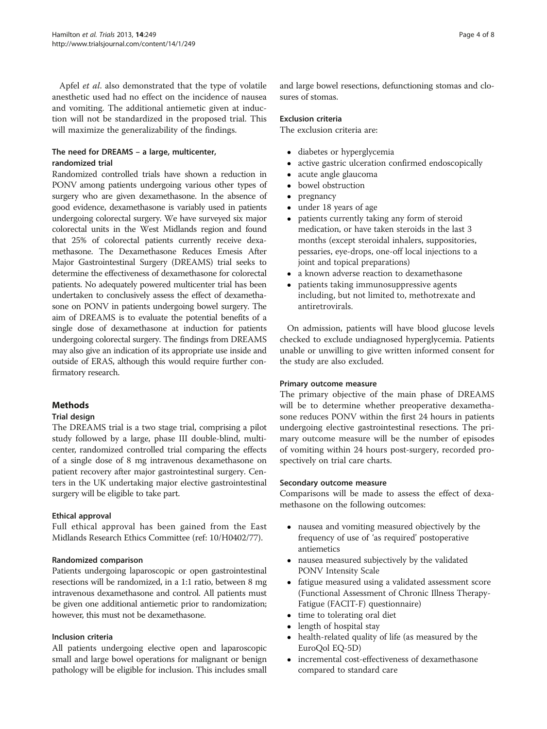Apfel *et al*. also demonstrated that the type of volatile anesthetic used had no effect on the incidence of nausea and vomiting. The additional antiemetic given at induction will not be standardized in the proposed trial. This will maximize the generalizability of the findings.

### The need for DREAMS – a large, multicenter, randomized trial

Randomized controlled trials have shown a reduction in PONV among patients undergoing various other types of surgery who are given dexamethasone. In the absence of good evidence, dexamethasone is variably used in patients undergoing colorectal surgery. We have surveyed six major colorectal units in the West Midlands region and found that 25% of colorectal patients currently receive dexamethasone. The Dexamethasone Reduces Emesis After Major Gastrointestinal Surgery (DREAMS) trial seeks to determine the effectiveness of dexamethasone for colorectal patients. No adequately powered multicenter trial has been undertaken to conclusively assess the effect of dexamethasone on PONV in patients undergoing bowel surgery. The aim of DREAMS is to evaluate the potential benefits of a single dose of dexamethasone at induction for patients undergoing colorectal surgery. The findings from DREAMS may also give an indication of its appropriate use inside and outside of ERAS, although this would require further confirmatory research.

## Methods

### Trial design

The DREAMS trial is a two stage trial, comprising a pilot study followed by a large, phase III double-blind, multicenter, randomized controlled trial comparing the effects of a single dose of 8 mg intravenous dexamethasone on patient recovery after major gastrointestinal surgery. Centers in the UK undertaking major elective gastrointestinal surgery will be eligible to take part.

### Ethical approval

Full ethical approval has been gained from the East Midlands Research Ethics Committee (ref: 10/H0402/77).

### Randomized comparison

Patients undergoing laparoscopic or open gastrointestinal resections will be randomized, in a 1:1 ratio, between 8 mg intravenous dexamethasone and control. All patients must be given one additional antiemetic prior to randomization; however, this must not be dexamethasone.

### Inclusion criteria

All patients undergoing elective open and laparoscopic small and large bowel operations for malignant or benign pathology will be eligible for inclusion. This includes small and large bowel resections, defunctioning stomas and closures of stomas.

### Exclusion criteria

The exclusion criteria are:

- diabetes or hyperglycemia
- active gastric ulceration confirmed endoscopically
- acute angle glaucoma
- bowel obstruction
- pregnancy
- under 18 years of age
- patients currently taking any form of steroid medication, or have taken steroids in the last 3 months (except steroidal inhalers, suppositories, pessaries, eye-drops, one-off local injections to a joint and topical preparations)
- a known adverse reaction to dexamethasone
- patients taking immunosuppressive agents including, but not limited to, methotrexate and antiretrovirals.

On admission, patients will have blood glucose levels checked to exclude undiagnosed hyperglycemia. Patients unable or unwilling to give written informed consent for the study are also excluded.

### Primary outcome measure

The primary objective of the main phase of DREAMS will be to determine whether preoperative dexamethasone reduces PONV within the first 24 hours in patients undergoing elective gastrointestinal resections. The primary outcome measure will be the number of episodes of vomiting within 24 hours post-surgery, recorded prospectively on trial care charts.

### Secondary outcome measure

Comparisons will be made to assess the effect of dexamethasone on the following outcomes:

- nausea and vomiting measured objectively by the frequency of use of 'as required' postoperative antiemetics
- nausea measured subjectively by the validated PONV Intensity Scale
- fatigue measured using a validated assessment score (Functional Assessment of Chronic Illness Therapy-Fatigue (FACIT-F) questionnaire)
- time to tolerating oral diet
- length of hospital stay
- health-related quality of life (as measured by the EuroQol EQ-5D)
- incremental cost-effectiveness of dexamethasone compared to standard care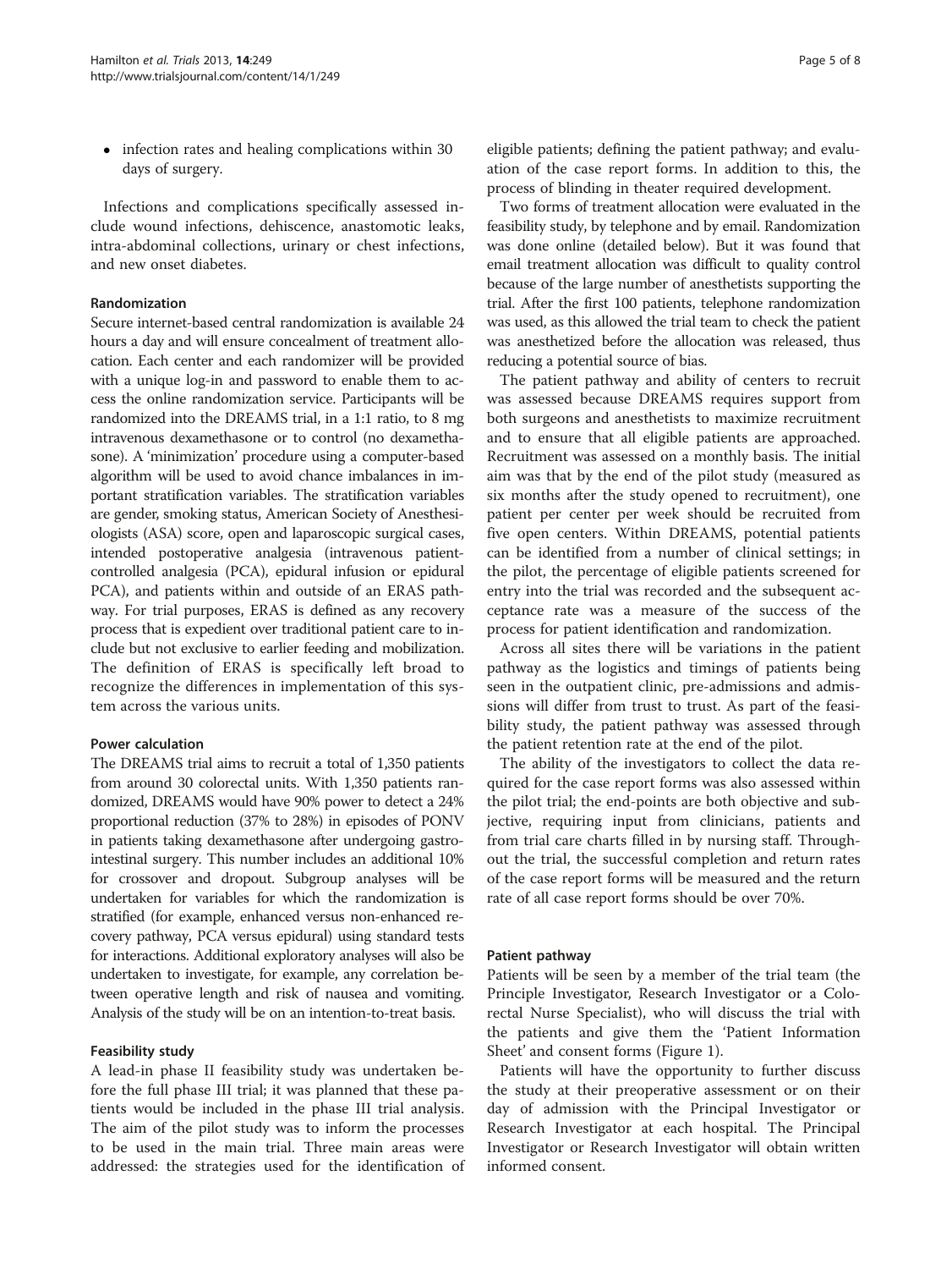- infection rates and healing complications within 30 days of surgery.

Infections and complications specifically assessed include wound infections, dehiscence, anastomotic leaks, intra-abdominal collections, urinary or chest infections, and new onset diabetes.

#### Randomization

Secure internet-based central randomization is available 24 hours a day and will ensure concealment of treatment allocation. Each center and each randomizer will be provided with a unique log-in and password to enable them to access the online randomization service. Participants will be randomized into the DREAMS trial, in a 1:1 ratio, to 8 mg intravenous dexamethasone or to control (no dexamethasone). A 'minimization' procedure using a computer-based algorithm will be used to avoid chance imbalances in important stratification variables. The stratification variables are gender, smoking status, American Society of Anesthesiologists (ASA) score, open and laparoscopic surgical cases, intended postoperative analgesia (intravenous patient-controlled analgesia (PCA), epidural infusion or epidural PCA), and patients within and outside of an ERAS pathway. For trial purposes, ERAS is defined as any recovery process that is expedient over traditional patient care to include but not exclusive to earlier feeding and mobilization. The definition of ERAS is specifically left broad to recognize the differences in implementation of this system across the various units.

#### Power calculation

The DREAMS trial aims to recruit a total of 1,350 patients from around 30 colorectal units. With 1,350 patients randomized, DREAMS would have 90% power to detect a 24% proportional reduction (37% to 28%) in episodes of PONV in patients taking dexamethasone after undergoing gastrointestinal surgery. This number includes an additional 10% for crossover and dropout. Subgroup analyses will be undertaken for variables for which the randomization is stratified (for example, enhanced versus non-enhanced recovery pathway, PCA versus epidural) using standard tests for interactions. Additional exploratory analyses will also be undertaken to investigate, for example, any correlation between operative length and risk of nausea and vomiting. Analysis of the study will be on an intention-to-treat basis.

#### Feasibility study

A lead-in phase II feasibility study was undertaken before the full phase III trial; it was planned that these patients would be included in the phase III trial analysis. The aim of the pilot study was to inform the processes to be used in the main trial. Three main areas were addressed: the strategies used for the identification of eligible patients; defining the patient pathway; and evaluation of the case report forms. In addition to this, the process of blinding in theater required development.

Two forms of treatment allocation were evaluated in the feasibility study, by telephone and by email. Randomization was done online (detailed below). But it was found that email treatment allocation was difficult to quality control because of the large number of anesthetists supporting the trial. After the first 100 patients, telephone randomization was used, as this allowed the trial team to check the patient was anesthetized before the allocation was released, thus reducing a potential source of bias.

The patient pathway and ability of centers to recruit was assessed because DREAMS requires support from both surgeons and anesthetists to maximize recruitment and to ensure that all eligible patients are approached. Recruitment was assessed on a monthly basis. The initial aim was that by the end of the pilot study (measured as six months after the study opened to recruitment), one patient per center per week should be recruited from five open centers. Within DREAMS, potential patients can be identified from a number of clinical settings; in the pilot, the percentage of eligible patients screened for entry into the trial was recorded and the subsequent acceptance rate was a measure of the success of the process for patient identification and randomization.

Across all sites there will be variations in the patient pathway as the logistics and timings of patients being seen in the outpatient clinic, pre-admissions and admissions will differ from trust to trust. As part of the feasibility study, the patient pathway was assessed through the patient retention rate at the end of the pilot.

The ability of the investigators to collect the data required for the case report forms was also assessed within the pilot trial; the end-points are both objective and subjective, requiring input from clinicians, patients and from trial care charts filled in by nursing staff. Throughout the trial, the successful completion and return rates of the case report forms will be measured and the return rate of all case report forms should be over 70%.

#### Patient pathway

Patients will be seen by a member of the trial team (the Principle Investigator, Research Investigator or a Colorectal Nurse Specialist), who will discuss the trial with the patients and give them the 'Patient Information Sheet' and consent forms (Figure 1).

Patients will have the opportunity to further discuss the study at their preoperative assessment or on their day of admission with the Principal Investigator or Research Investigator at each hospital. The Principal Investigator or Research Investigator will obtain written informed consent.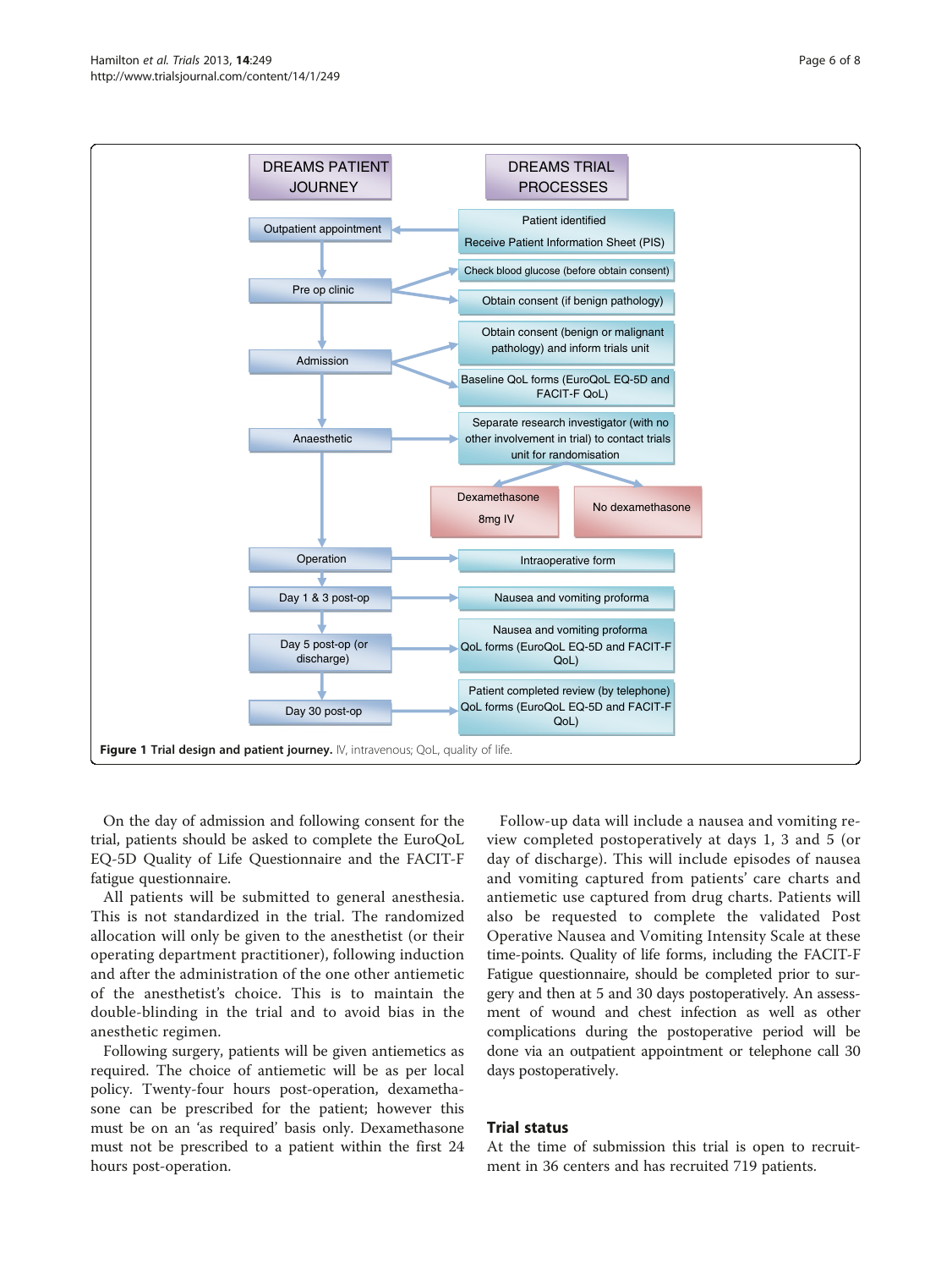Figure 1 Trial design and patient journey. IV, intravenous; QoL, quality of life.

On the day of admission and following consent for the trial, patients should be asked to complete the EuroQoL EQ-5D Quality of Life Questionnaire and the FACIT-F fatigue questionnaire.

All patients will be submitted to general anesthesia. This is not standardized in the trial. The randomized allocation will only be given to the anesthetist (or their operating department practitioner), following induction and after the administration of the one other antiemetic of the anesthetist's choice. This is to maintain the double-blinding in the trial and to avoid bias in the anesthetic regimen.

Following surgery, patients will be given antiemetics as required. The choice of antiemetic will be as per local policy. Twenty-four hours post-operation, dexamethasone can be prescribed for the patient; however this must be on an 'as required' basis only. Dexamethasone must not be prescribed to a patient within the first 24 hours post-operation.

Follow-up data will include a nausea and vomiting review completed postoperatively at days 1, 3 and 5 (or day of discharge). This will include episodes of nausea and vomiting captured from patients' care charts and antiemetic use captured from drug charts. Patients will also be requested to complete the validated Post Operative Nausea and Vomiting Intensity Scale at these time-points. Quality of life forms, including the FACIT-F Fatigue questionnaire, should be completed prior to surgery and then at 5 and 30 days postoperatively. An assessment of wound and chest infection as well as other complications during the postoperative period will be done via an outpatient appointment or telephone call 30 days postoperatively.

## Trial status

At the time of submission this trial is open to recruitment in 36 centers and has recruited 719 patients.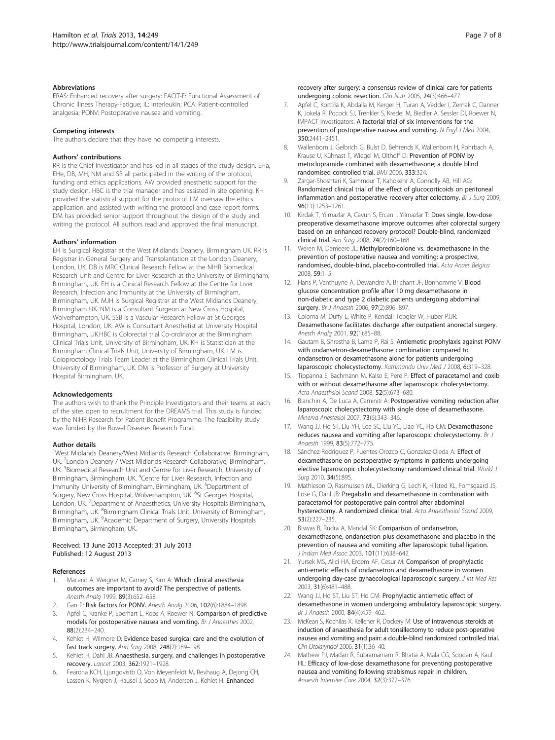#### Abbreviations

ERAS: Enhanced recovery after surgery; FACIT-F: Functional Assessment of Chronic Illness Therapy-Fatigue; IL: Interleukin; PCA: Patient-controlled analgesia; PONV: Postoperative nausea and vomiting.

#### Competing interests

The authors declare that they have no competing interests.

#### Authors' contributions

RR is the Chief Investigator and has led in all stages of the study design. EHa, EHe, DB, MH, NM and SB all participated in the writing of the protocol, funding and ethics applications. AW provided anesthetic support for the study design. HBC is the trial manager and has assisted in site opening. KH provided the statistical support for the protocol. LM oversaw the ethics application, and assisted with writing the protocol and case report forms. DM has provided senior support throughout the design of the study and writing the protocol. All authors read and approved the final manuscript.

#### Authors' information

EH is Surgical Registrar at the West Midlands Deanery, Birmingham UK. RR is Registrar in General Surgery and Transplantation at the London Deanery, London, UK. DB is MRC Clinical Research Fellow at the NIHR Biomedical Research Unit and Centre for Liver Research at the University of Birmingham, Birmingham, UK. EH is a Clinical Research Fellow at the Centre for Liver Research, Infection and Immunity at the University of Birmingham, Birmingham, UK. MJH is Surgical Registrar at the West Midlands Deanery, Birmingham UK. NM is a Consultant Surgeon at New Cross Hospital, Wolverhampton, UK. SSB is a Vascular Research Fellow at St Georges Hospital, London, UK. AW is Consultant Anesthetist at University Hospital Birmingham, UK.HBC is Colorectal trial Co-ordinator at the Birmingham Clinical Trials Unit, University of Birmingham, UK. KH is Statistician at the Birmingham Clinical Trials Unit, University of Birmingham, UK. LM is Coloproctology Trials Team Leader at the Birmingham Clinical Trials Unit, University of Birmingham, UK. DM is Professor of Surgery at University Hospital Birmingham, UK.

#### Acknowledgements

The authors wish to thank the Principle Investigators and their teams at each of the sites open to recruitment for the DREAMS trial. This study is funded by the NIHR Research for Patient Benefit Programme. The feasibility study was funded by the Bowel Diseases Research Fund.

#### Author details

[1]West Midlands Deanery/West Midlands Research Collaborative, Birmingham, UK. [2]London Deanery / West Midlands Research Collaborative, Birmingham, UK. [3]Biomedical Research Unit and Centre for Liver Research, University of Birmingham, Birmingham, UK. [4]Centre for Liver Research, Infection and Immunity University of Birmingham, Birmingham, UK. [5]Department of Surgery, New Cross Hospital, Wolverhampton, UK. [6]St Georges Hospital, London, UK. [7]Department of Anaesthetics, University Hospitals Birmingham, Birmingham, UK. [8]Birmingham Clinical Trials Unit, University of Birmingham, Birmingham, UK. [9]Academic Department of Surgery, University Hospitals Birmingham, Birmingham, UK.

Received: 13 June 2013 Accepted: 31 July 2013
Published: 12 August 2013

#### References

1. Macario A, Weigner M, Carney S, Kim A: **Which clinical anesthesia outcomes are important to avoid? The perspective of patients.** *Anesth Analg* 1999, **89**(3):652–658.
2. Gan P: **Risk factors for PONV.** *Anesth Analg* 2006, **102**(6):1884–1898.
3. Apfel C, Kranke P, Eberhart L, Roos A, Roewer N: **Comparison of predictive models for postoperative nausea and vomiting.** *Br J Anaesthes* 2002, **88**(2):234–240.
4. Kehlet H, Wilmore D: **Evidence based surgical care and the evolution of fast track surgery.** *Ann Surg* 2008, **248**(2):189–198.
5. Kehlet H, Dahl JB: **Anaesthesia, surgery, and challenges in postoperative recovery.** *Lancet* 2003, **362**:1921–1928.
6. Fearona KCH, Ljungqvistb O, Von Meyenfeldt M, Revhaug A, Dejong CH, Lassen K, Nygren J, Hausel J, Soop M, Andersen J, Kehlet H: **Enhanced recovery after surgery: a consensus review of clinical care for patients undergoing colonic resection.** *Clin Nutr* 2005, **24**(3):466–477.
7. Apfel C, Korttila K, Abdalla M, Kerger H, Turan A, Vedder I, Zernak C, Danner K, Jokela R, Pocock SJ, Trenkler S, Kredel M, Biedler A, Sessler DI, Roewer N, IMPACT Investigators: **A factorial trial of six interventions for the prevention of postoperative nausea and vomiting.** *N Engl J Med* 2004, **350**:2441–2451.
8. Wallenborn J, Gelbrich G, Bulst D, Behrends K, Wallenborn H, Rohrbach A, Krause U, Kühnast T, Wiegel M, Olthoff D: **Prevention of PONV by metoclopramide combined with dexamethasone; a double blind randomised controlled trial.** *BMJ* 2006, **333**:324.
9. Zargar-Shoshtari K, Sammour T, Kahokehr A, Connolly AB, Hill AG: **Randomized clinical trial of the effect of glucocorticoids on peritoneal inflammation and postoperative recovery after colectomy.** *Br J Surg* 2009, **96**(11):1253–1261.
10. Kirdak T, Yilmazlar A, Cavun S, Ercan I, Yilmazlar T: **Does single, low-dose preoperative dexamethasone improve outcomes after colorectal surgery based on an enhanced recovery protocol? Double-blind, randomized clinical trial.** *Am Surg* 2008, **74**(2):160–168.
11. Weren M, Demeere JL: **Methylprednisolone vs. dexamethasone in the prevention of postoperative nausea and vomiting: a prospective, randomised, double-blind, placebo-controlled trial.** *Acta Anaes Belgica* 2008, **59**:1–5.
12. Hans P, Vanthuyne A, Dewandre A, Brichant JF, Bonhomme V: **Blood glucose concentration profile after 10 mg dexamethasone in non-diabetic and type 2 diabetic patients undergoing abdominal surgery.** *Br J Anaesth* 2006, **97**(2):896–897.
13. Coloma M, Duffy L, White P, Kendall Tobgier W, Huber PJJR: **Dexamethasone facilitates discharge after outpatient anorectal surgery.** *Anesth Analg* 2001, **92**(1):85–88.
14. Gautam B, Shrestha B, Lama P, Rai S: **Antiemetic prophylaxis against PONV with ondansetron-dexamethasone combination compared to ondansetron or dexamethasone alone for patients undergoing laparoscopic cholecystectomy.** *Kathmandu Univ Med J* 2008, **6**:319–328.
15. Tippanna E, Bachmann M, Kalso E, Pere P: **Effect of paracetamol and coxib with or without dexamethasone after laparoscopic cholecystectomy.** *Acta Anaesthsiol Scand* 2008, **52**(5):673–680.
16. Bianchin A, De Luca A, Caminiti A: **Postoperative vomiting reduction after laparoscopic cholecystectomy with single dose of dexamethasone.** *Minerva Anestesiol* 2007, **73**(6):343–346.
17. Wang JJ, Ho ST, Liu YH, Lee SC, Liu YC, Liao YC, Ho CM: **Dexamethasone reduces nausea and vomiting after laparoscopic cholecystectomy.** *Br J Anaesth* 1999, **83**(5):772–775.
18. Sánchez-Rodríguez P, Fuentes-Orozco C, Gonzalez-Ojeda A: **Effect of dexamethasone on postoperative symptoms in patients undergoing elective laparoscopic cholecystectomy: randomized clinical trial.** *World J Surg* 2010, **34**(5):895.
19. Mathieson O, Rasmussen ML, Dierking G, Lech K, Hilsted KL, Fomsgaard JS, Lose G, Dahl JB: **Pregabalin and dexamethasone in combination with paracetamol for postoperative pain control after abdominal hysterectomy. A randomized clinical trial.** *Acta Anaesthesiol Scand* 2009, **53**(2):227–235.
20. Biswas B, Rudra A, Mandal SK: **Comparison of ondansetron, dexamethasone, ondansetron plus dexamethasone and placebo in the prevention of nausea and vomiting after laparoscopic tubal ligation.** *J Indian Med Assoc* 2003, **101**(11):638–642.
21. Yursek MS, Alici HA, Erdem AF, Cesur M: **Comparison of prophylactic anti-emetic effects of ondansetron and dexamethasone in women undergoing day-case gynaecological laparoscopic surgery.** *J Int Med Res* 2003, **31**(6):481–488.
22. Wang JJ, Ho ST, Liu ST, Ho CM: **Prophylactic antiemetic effect of dexamethasone in women undergoing ambulatory laparoscopic surgery.** *Br J Anaesth* 2000, **84**(4):459–462.
23. McKean S, Kochilas X, Kelleher R, Dockery M: **Use of intravenous steroids at induction of anaesthesia for adult tonsillectomy to reduce post-operative nausea and vomiting and pain: a double-blind randomized controlled trial.** *Clin Otolaryngol* 2006, **31**(1):36–40.
24. Mathew PJ, Madan R, Subramaniam R, Bhatia A, Mala CG, Soodan A, Kaul HL: **Efficacy of low-dose dexamethasone for preventing postoperative nausea and vomiting following strabismus repair in children.** *Anaesth Intensive Care* 2004, **32**(3):372–376.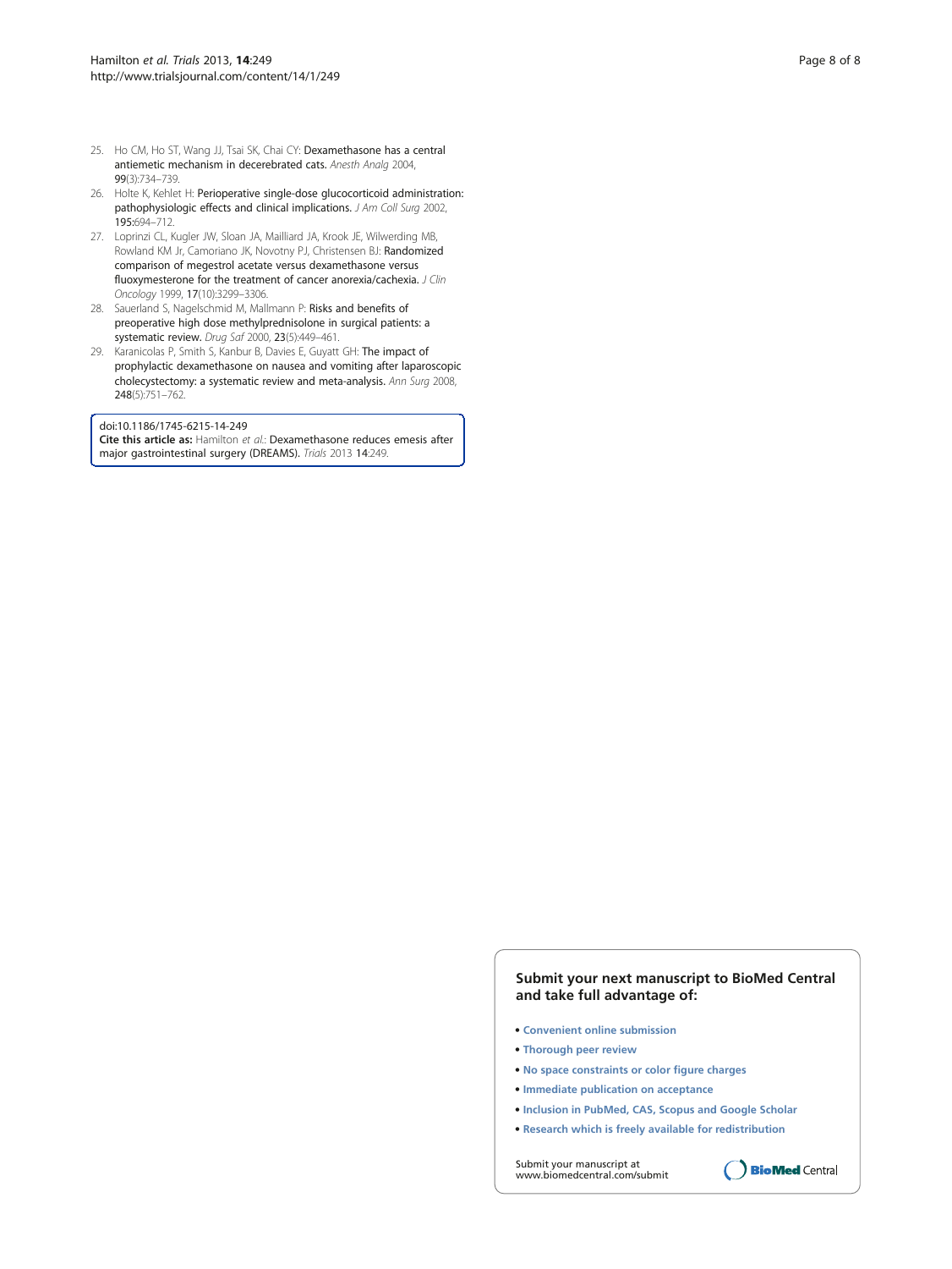25. Ho CM, Ho ST, Wang JJ, Tsai SK, Chai CY: **Dexamethasone has a central antiemetic mechanism in decerebrated cats.** *Anesth Analg* 2004, **99**(3):734–739.
26. Holte K, Kehlet H: **Perioperative single-dose glucocorticoid administration: pathophysiologic effects and clinical implications.** *J Am Coll Surg* 2002, **195**:694–712.
27. Loprinzi CL, Kugler JW, Sloan JA, Mailliard JA, Krook JE, Wilwerding MB, Rowland KM Jr, Camoriano JK, Novotny PJ, Christensen BJ: **Randomized comparison of megestrol acetate versus dexamethasone versus fluoxymesterone for the treatment of cancer anorexia/cachexia.** *J Clin Oncology* 1999, **17**(10):3299–3306.
28. Sauerland S, Nagelschmid M, Mallmann P: **Risks and benefits of preoperative high dose methylprednisolone in surgical patients: a systematic review.** *Drug Saf* 2000, **23**(5):449–461.
29. Karanicolas P, Smith S, Kanbur B, Davies E, Guyatt GH: **The impact of prophylactic dexamethasone on nausea and vomiting after laparoscopic cholecystectomy: a systematic review and meta-analysis.** *Ann Surg* 2008, **248**(5):751–762.

doi:10.1186/1745-6215-14-249
**Cite this article as:** Hamilton *et al.*: Dexamethasone reduces emesis after major gastrointestinal surgery (DREAMS). *Trials* 2013 **14**:249.

**Submit your next manuscript to BioMed Central and take full advantage of:**

- **Convenient online submission**
- **Thorough peer review**
- **No space constraints or color figure charges**
- **Immediate publication on acceptance**
- **Inclusion in PubMed, CAS, Scopus and Google Scholar**
- **Research which is freely available for redistribution**

Submit your manuscript at
www.biomedcentral.com/submit

BioMed Central